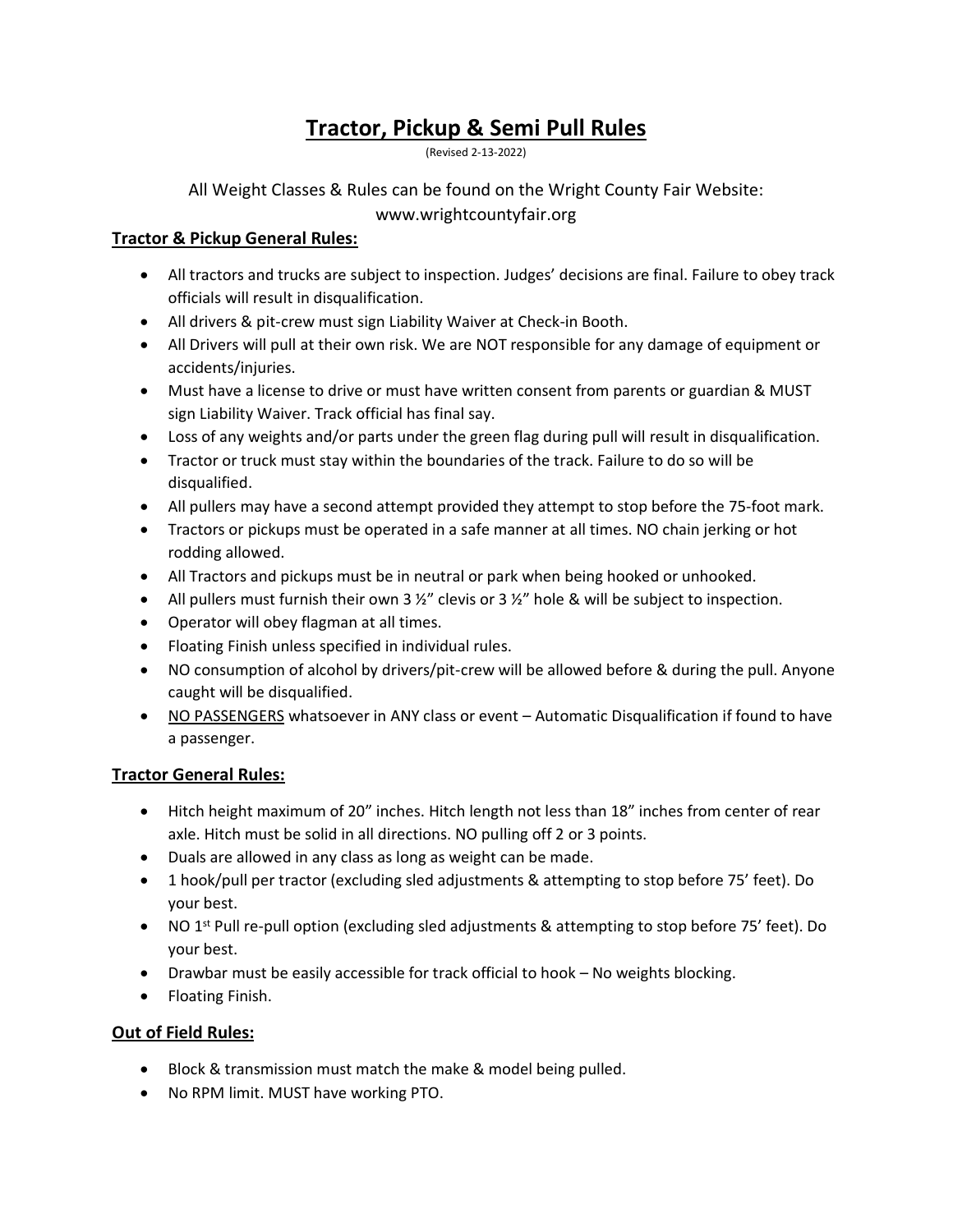# Tractor, Pickup & Semi Pull Rules

(Revised 2-13-2022)

All Weight Classes & Rules can be found on the Wright County Fair Website:
www.wrightcountyfair.org

## Tractor & Pickup General Rules:

- All tractors and trucks are subject to inspection. Judges' decisions are final. Failure to obey track officials will result in disqualification.
- All drivers & pit-crew must sign Liability Waiver at Check-in Booth.
- All Drivers will pull at their own risk. We are NOT responsible for any damage of equipment or accidents/injuries.
- Must have a license to drive or must have written consent from parents or guardian & MUST sign Liability Waiver. Track official has final say.
- Loss of any weights and/or parts under the green flag during pull will result in disqualification.
- Tractor or truck must stay within the boundaries of the track. Failure to do so will be disqualified.
- All pullers may have a second attempt provided they attempt to stop before the 75-foot mark.
- Tractors or pickups must be operated in a safe manner at all times. NO chain jerking or hot rodding allowed.
- All Tractors and pickups must be in neutral or park when being hooked or unhooked.
- All pullers must furnish their own 3 ½" clevis or 3 ½" hole & will be subject to inspection.
- Operator will obey flagman at all times.
- Floating Finish unless specified in individual rules.
- NO consumption of alcohol by drivers/pit-crew will be allowed before & during the pull. Anyone caught will be disqualified.
- NO PASSENGERS whatsoever in ANY class or event – Automatic Disqualification if found to have a passenger.

## Tractor General Rules:

- Hitch height maximum of 20" inches. Hitch length not less than 18" inches from center of rear axle. Hitch must be solid in all directions. NO pulling off 2 or 3 points.
- Duals are allowed in any class as long as weight can be made.
- 1 hook/pull per tractor (excluding sled adjustments & attempting to stop before 75' feet). Do your best.
- NO 1st Pull re-pull option (excluding sled adjustments & attempting to stop before 75' feet). Do your best.
- Drawbar must be easily accessible for track official to hook – No weights blocking.
- Floating Finish.

## Out of Field Rules:

- Block & transmission must match the make & model being pulled.
- No RPM limit. MUST have working PTO.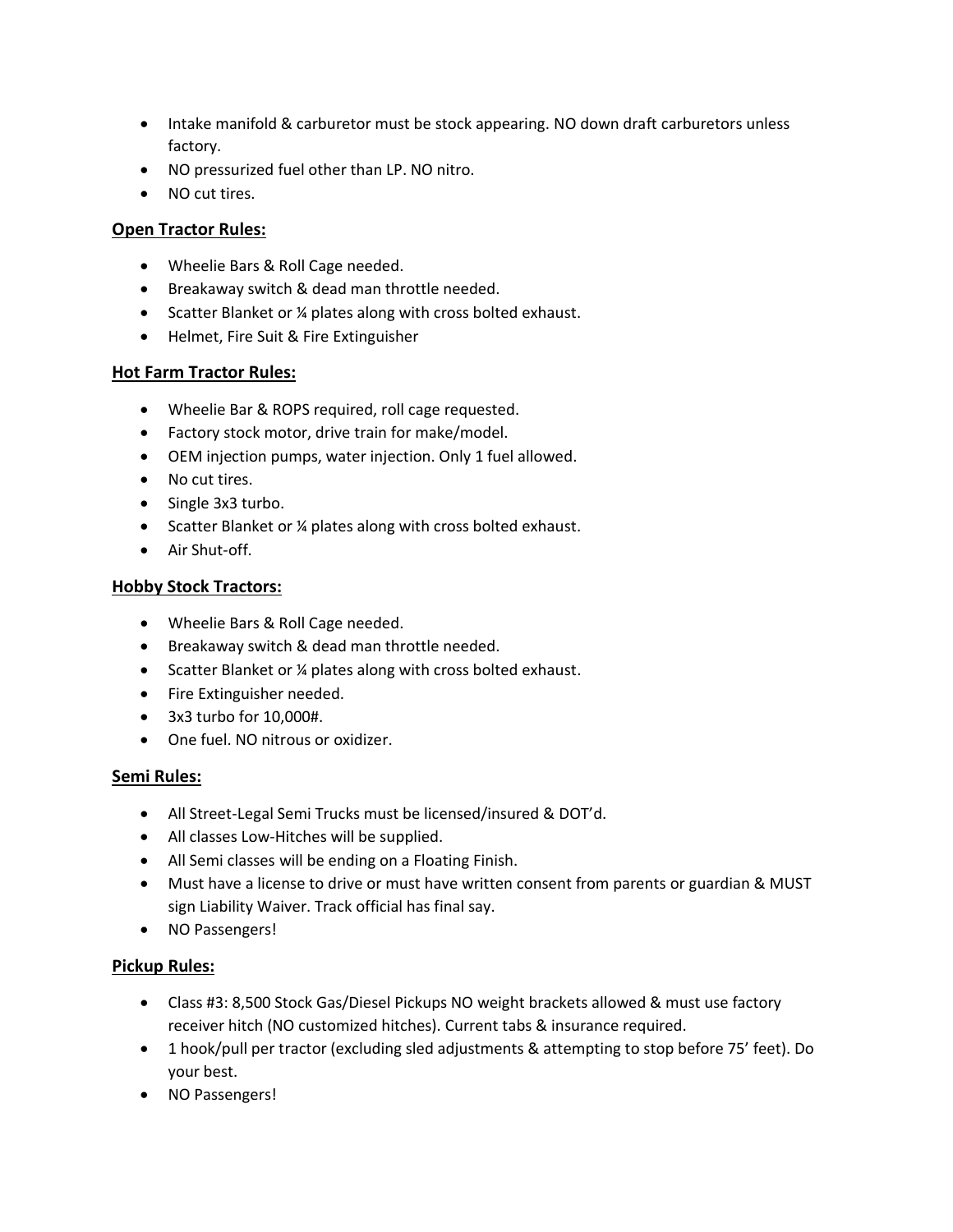- Intake manifold & carburetor must be stock appearing. NO down draft carburetors unless factory.
- NO pressurized fuel other than LP. NO nitro.
- NO cut tires.

**Open Tractor Rules:**

- Wheelie Bars & Roll Cage needed.
- Breakaway switch & dead man throttle needed.
- Scatter Blanket or ¼ plates along with cross bolted exhaust.
- Helmet, Fire Suit & Fire Extinguisher

**Hot Farm Tractor Rules:**

- Wheelie Bar & ROPS required, roll cage requested.
- Factory stock motor, drive train for make/model.
- OEM injection pumps, water injection. Only 1 fuel allowed.
- No cut tires.
- Single 3x3 turbo.
- Scatter Blanket or ¼ plates along with cross bolted exhaust.
- Air Shut-off.

**Hobby Stock Tractors:**

- Wheelie Bars & Roll Cage needed.
- Breakaway switch & dead man throttle needed.
- Scatter Blanket or ¼ plates along with cross bolted exhaust.
- Fire Extinguisher needed.
- 3x3 turbo for 10,000#.
- One fuel. NO nitrous or oxidizer.

**Semi Rules:**

- All Street-Legal Semi Trucks must be licensed/insured & DOT'd.
- All classes Low-Hitches will be supplied.
- All Semi classes will be ending on a Floating Finish.
- Must have a license to drive or must have written consent from parents or guardian & MUST sign Liability Waiver. Track official has final say.
- NO Passengers!

**Pickup Rules:**

- Class #3: 8,500 Stock Gas/Diesel Pickups NO weight brackets allowed & must use factory receiver hitch (NO customized hitches). Current tabs & insurance required.
- 1 hook/pull per tractor (excluding sled adjustments & attempting to stop before 75' feet). Do your best.
- NO Passengers!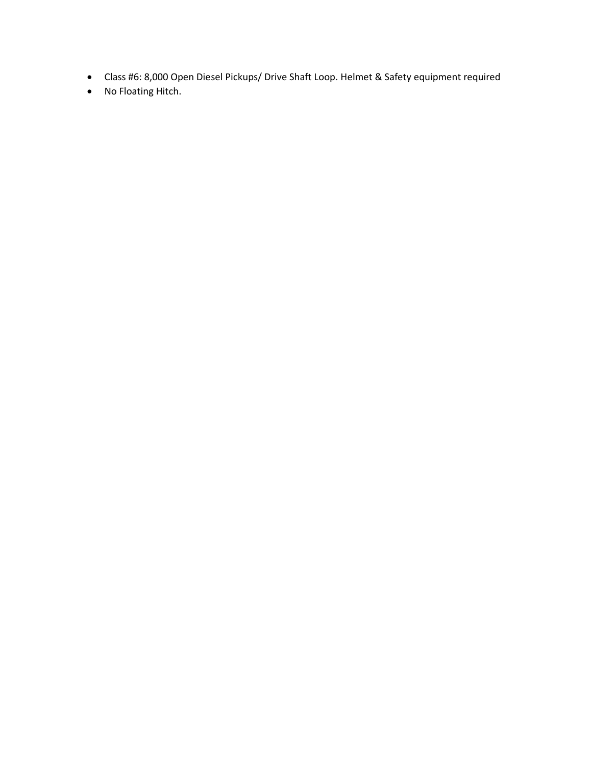- Class #6: 8,000 Open Diesel Pickups/ Drive Shaft Loop. Helmet & Safety equipment required
- No Floating Hitch.